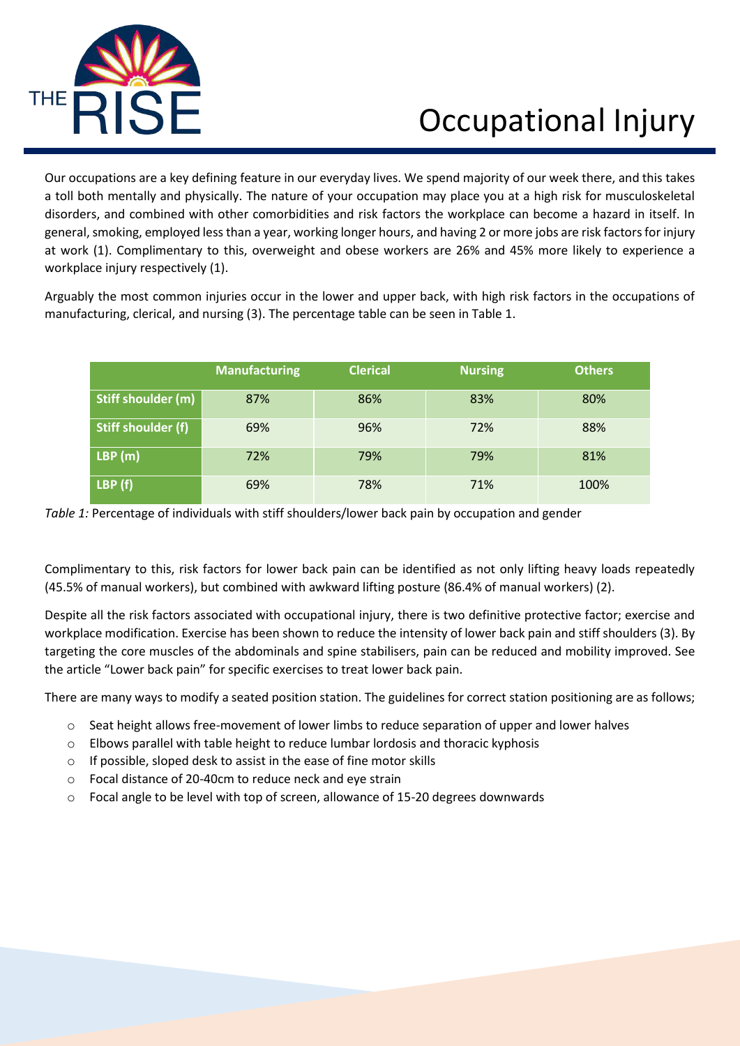# Occupational Injury

Our occupations are a key defining feature in our everyday lives. We spend majority of our week there, and this takes a toll both mentally and physically. The nature of your occupation may place you at a high risk for musculoskeletal disorders, and combined with other comorbidities and risk factors the workplace can become a hazard in itself. In general, smoking, employed less than a year, working longer hours, and having 2 or more jobs are risk factors for injury at work (1). Complimentary to this, overweight and obese workers are 26% and 45% more likely to experience a workplace injury respectively (1).

Arguably the most common injuries occur in the lower and upper back, with high risk factors in the occupations of manufacturing, clerical, and nursing (3). The percentage table can be seen in Table 1.

| | Manufacturing | Clerical | Nursing | Others |
|---|---|---|---|---|
| Stiff shoulder (m) | 87% | 86% | 83% | 80% |
| Stiff shoulder (f) | 69% | 96% | 72% | 88% |
| LBP (m) | 72% | 79% | 79% | 81% |
| LBP (f) | 69% | 78% | 71% | 100% |

*Table 1:* Percentage of individuals with stiff shoulders/lower back pain by occupation and gender

Complimentary to this, risk factors for lower back pain can be identified as not only lifting heavy loads repeatedly (45.5% of manual workers), but combined with awkward lifting posture (86.4% of manual workers) (2).

Despite all the risk factors associated with occupational injury, there is two definitive protective factor; exercise and workplace modification. Exercise has been shown to reduce the intensity of lower back pain and stiff shoulders (3). By targeting the core muscles of the abdominals and spine stabilisers, pain can be reduced and mobility improved. See the article "Lower back pain" for specific exercises to treat lower back pain.

There are many ways to modify a seated position station. The guidelines for correct station positioning are as follows;

- Seat height allows free-movement of lower limbs to reduce separation of upper and lower halves
- Elbows parallel with table height to reduce lumbar lordosis and thoracic kyphosis
- If possible, sloped desk to assist in the ease of fine motor skills
- Focal distance of 20-40cm to reduce neck and eye strain
- Focal angle to be level with top of screen, allowance of 15-20 degrees downwards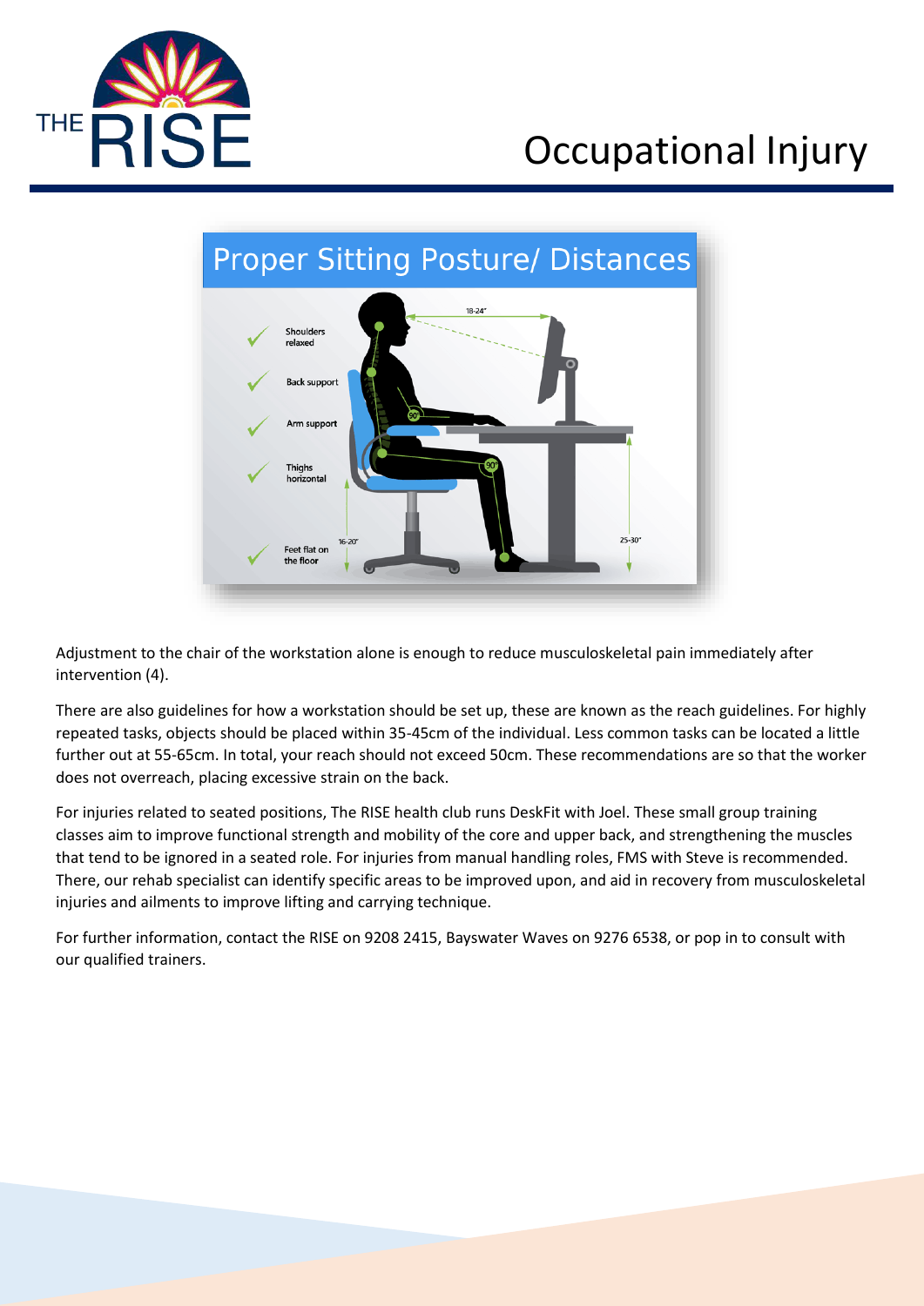# Occupational Injury

## Proper Sitting Posture/ Distances

- Shoulders relaxed
- Back support
- Arm support
- Thighs horizontal
- Feet flat on the floor

18-24"

90°

90°

16-20"

25-30"

Adjustment to the chair of the workstation alone is enough to reduce musculoskeletal pain immediately after intervention (4).

There are also guidelines for how a workstation should be set up, these are known as the reach guidelines. For highly repeated tasks, objects should be placed within 35-45cm of the individual. Less common tasks can be located a little further out at 55-65cm. In total, your reach should not exceed 50cm. These recommendations are so that the worker does not overreach, placing excessive strain on the back.

For injuries related to seated positions, The RISE health club runs DeskFit with Joel. These small group training classes aim to improve functional strength and mobility of the core and upper back, and strengthening the muscles that tend to be ignored in a seated role. For injuries from manual handling roles, FMS with Steve is recommended. There, our rehab specialist can identify specific areas to be improved upon, and aid in recovery from musculoskeletal injuries and ailments to improve lifting and carrying technique.

For further information, contact the RISE on 9208 2415, Bayswater Waves on 9276 6538, or pop in to consult with our qualified trainers.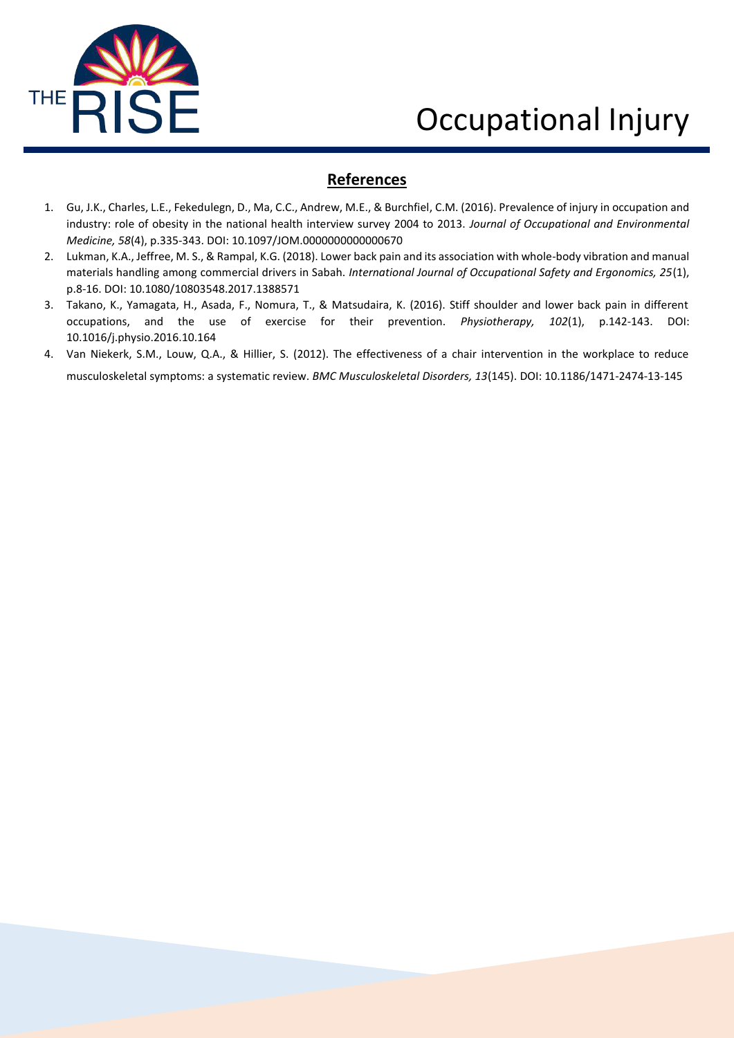## References

1. Gu, J.K., Charles, L.E., Fekedulegn, D., Ma, C.C., Andrew, M.E., & Burchfiel, C.M. (2016). Prevalence of injury in occupation and industry: role of obesity in the national health interview survey 2004 to 2013. *Journal of Occupational and Environmental Medicine, 58*(4), p.335-343. DOI: 10.1097/JOM.0000000000000670
2. Lukman, K.A., Jeffree, M. S., & Rampal, K.G. (2018). Lower back pain and its association with whole-body vibration and manual materials handling among commercial drivers in Sabah. *International Journal of Occupational Safety and Ergonomics, 25*(1), p.8-16. DOI: 10.1080/10803548.2017.1388571
3. Takano, K., Yamagata, H., Asada, F., Nomura, T., & Matsudaira, K. (2016). Stiff shoulder and lower back pain in different occupations, and the use of exercise for their prevention. *Physiotherapy, 102*(1), p.142-143. DOI: 10.1016/j.physio.2016.10.164
4. Van Niekerk, S.M., Louw, Q.A., & Hillier, S. (2012). The effectiveness of a chair intervention in the workplace to reduce musculoskeletal symptoms: a systematic review. *BMC Musculoskeletal Disorders, 13*(145). DOI: 10.1186/1471-2474-13-145